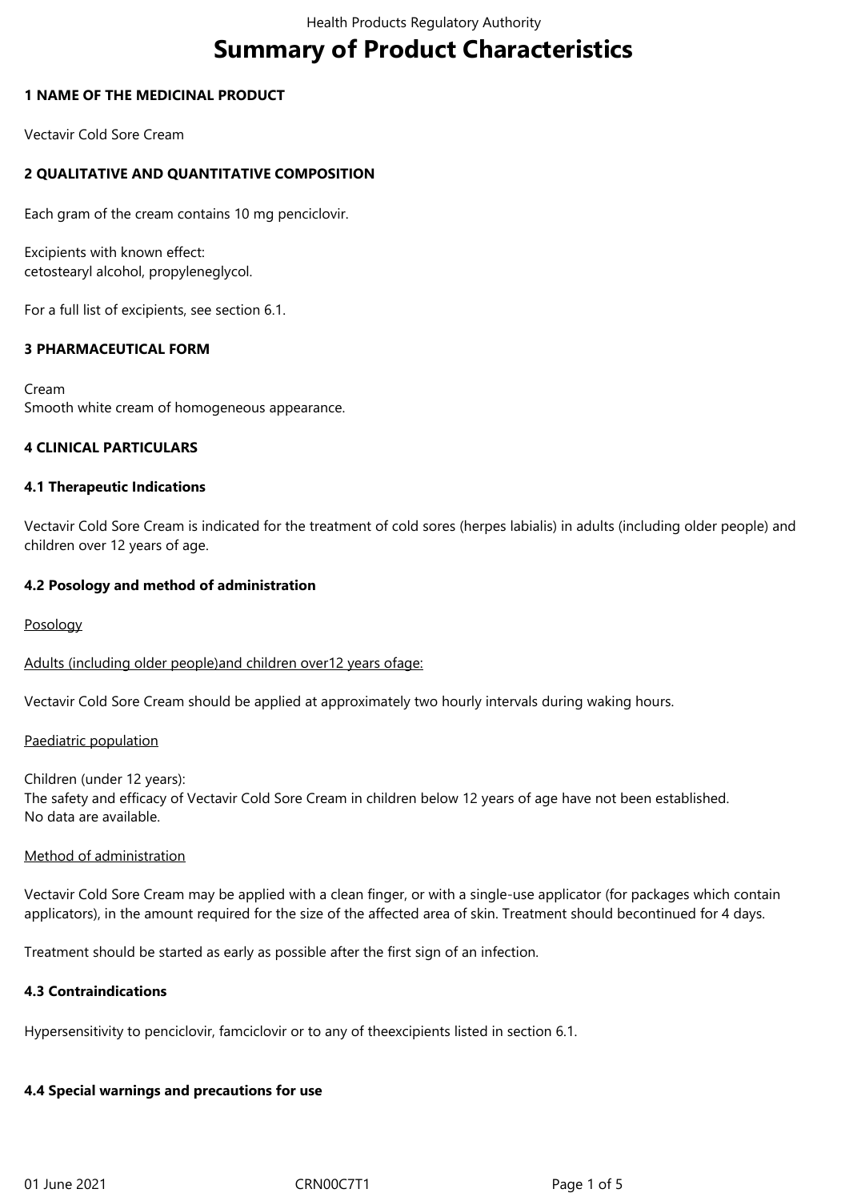# Summary of Product Characteristics

## 1 NAME OF THE MEDICINAL PRODUCT

Vectavir Cold Sore Cream

## 2 QUALITATIVE AND QUANTITATIVE COMPOSITION

Each gram of the cream contains 10 mg penciclovir.

Excipients with known effect:
cetostearyl alcohol, propyleneglycol.

For a full list of excipients, see section 6.1.

## 3 PHARMACEUTICAL FORM

Cream
Smooth white cream of homogeneous appearance.

## 4 CLINICAL PARTICULARS

### 4.1 Therapeutic Indications

Vectavir Cold Sore Cream is indicated for the treatment of cold sores (herpes labialis) in adults (including older people) and children over 12 years of age.

### 4.2 Posology and method of administration

Posology

Adults (including older people)and children over12 years ofage:

Vectavir Cold Sore Cream should be applied at approximately two hourly intervals during waking hours.

Paediatric population

Children (under 12 years):
The safety and efficacy of Vectavir Cold Sore Cream in children below 12 years of age have not been established.
No data are available.

Method of administration

Vectavir Cold Sore Cream may be applied with a clean finger, or with a single-use applicator (for packages which contain applicators), in the amount required for the size of the affected area of skin. Treatment should becontinued for 4 days.

Treatment should be started as early as possible after the first sign of an infection.

### 4.3 Contraindications

Hypersensitivity to penciclovir, famciclovir or to any of theexcipients listed in section 6.1.

### 4.4 Special warnings and precautions for use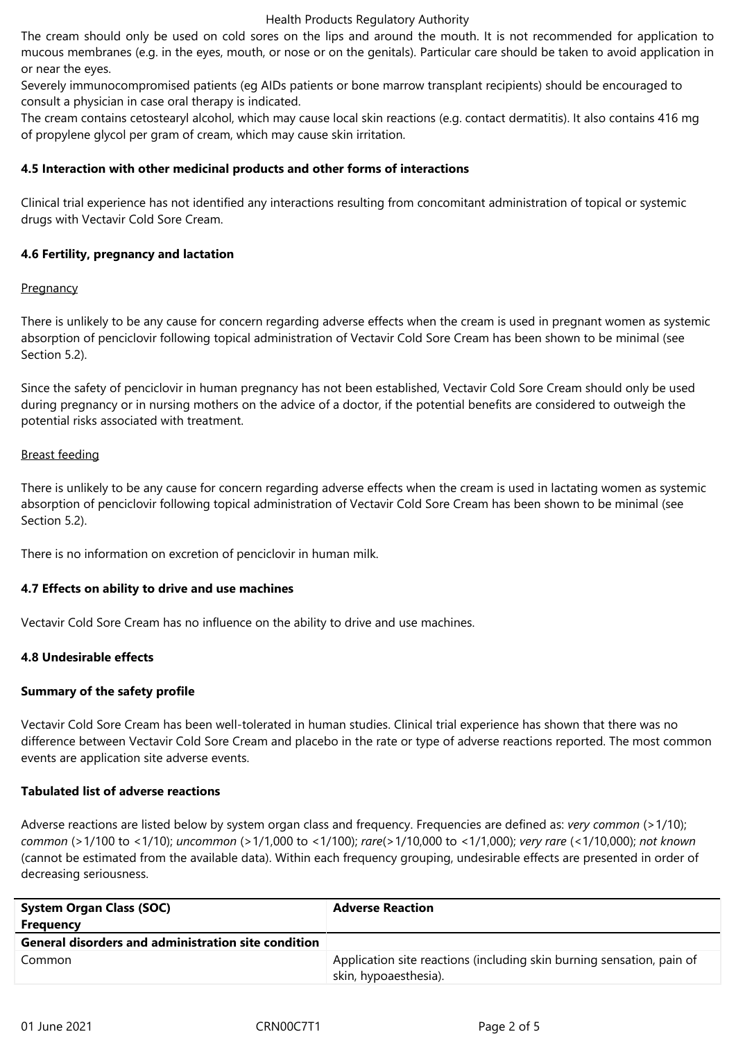The cream should only be used on cold sores on the lips and around the mouth. It is not recommended for application to mucous membranes (e.g. in the eyes, mouth, or nose or on the genitals). Particular care should be taken to avoid application in or near the eyes.

Severely immunocompromised patients (eg AIDs patients or bone marrow transplant recipients) should be encouraged to consult a physician in case oral therapy is indicated.

The cream contains cetostearyl alcohol, which may cause local skin reactions (e.g. contact dermatitis). It also contains 416 mg of propylene glycol per gram of cream, which may cause skin irritation.

### 4.5 Interaction with other medicinal products and other forms of interactions

Clinical trial experience has not identified any interactions resulting from concomitant administration of topical or systemic drugs with Vectavir Cold Sore Cream.

### 4.6 Fertility, pregnancy and lactation

Pregnancy

There is unlikely to be any cause for concern regarding adverse effects when the cream is used in pregnant women as systemic absorption of penciclovir following topical administration of Vectavir Cold Sore Cream has been shown to be minimal (see Section 5.2).

Since the safety of penciclovir in human pregnancy has not been established, Vectavir Cold Sore Cream should only be used during pregnancy or in nursing mothers on the advice of a doctor, if the potential benefits are considered to outweigh the potential risks associated with treatment.

Breast feeding

There is unlikely to be any cause for concern regarding adverse effects when the cream is used in lactating women as systemic absorption of penciclovir following topical administration of Vectavir Cold Sore Cream has been shown to be minimal (see Section 5.2).

There is no information on excretion of penciclovir in human milk.

### 4.7 Effects on ability to drive and use machines

Vectavir Cold Sore Cream has no influence on the ability to drive and use machines.

### 4.8 Undesirable effects

**Summary of the safety profile**

Vectavir Cold Sore Cream has been well-tolerated in human studies. Clinical trial experience has shown that there was no difference between Vectavir Cold Sore Cream and placebo in the rate or type of adverse reactions reported. The most common events are application site adverse events.

**Tabulated list of adverse reactions**

Adverse reactions are listed below by system organ class and frequency. Frequencies are defined as: *very common* (>1/10); *common* (>1/100 to <1/10); *uncommon* (>1/1,000 to <1/100); *rare*(>1/10,000 to <1/1,000); *very rare* (<1/10,000); *not known* (cannot be estimated from the available data). Within each frequency grouping, undesirable effects are presented in order of decreasing seriousness.

| System Organ Class (SOC) Frequency | Adverse Reaction |
|---|---|
| **General disorders and administration site condition** | |
| Common | Application site reactions (including skin burning sensation, pain of skin, hypoaesthesia). |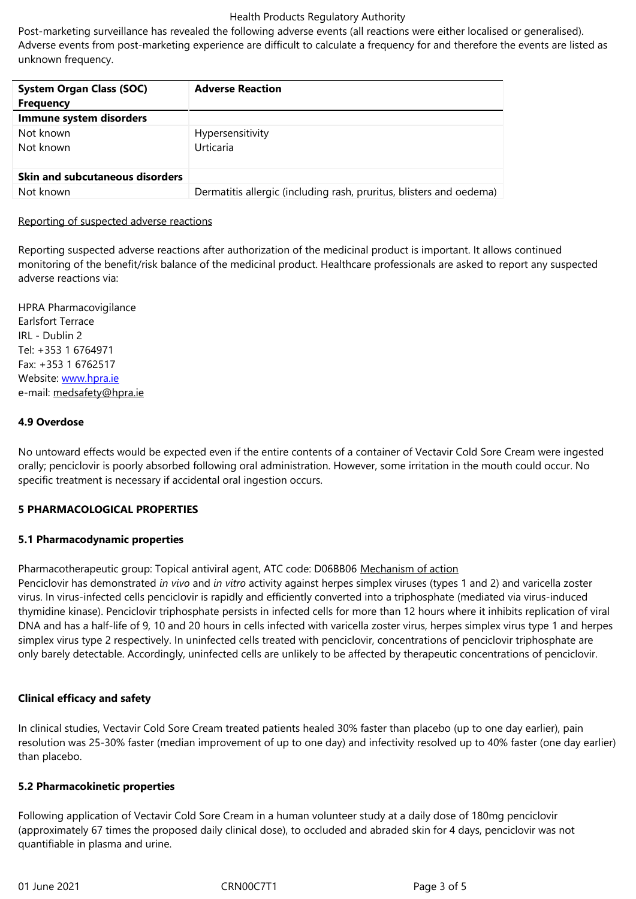Post-marketing surveillance has revealed the following adverse events (all reactions were either localised or generalised). Adverse events from post-marketing experience are difficult to calculate a frequency for and therefore the events are listed as unknown frequency.

| **System Organ Class (SOC) Frequency** | **Adverse Reaction** |
|---|---|
| **Immune system disorders** | |
| Not known | Hypersensitivity |
| Not known | Urticaria |
| **Skin and subcutaneous disorders** | |
| Not known | Dermatitis allergic (including rash, pruritus, blisters and oedema) |

Reporting of suspected adverse reactions

Reporting suspected adverse reactions after authorization of the medicinal product is important. It allows continued monitoring of the benefit/risk balance of the medicinal product. Healthcare professionals are asked to report any suspected adverse reactions via:

HPRA Pharmacovigilance
Earlsfort Terrace
IRL - Dublin 2
Tel: +353 1 6764971
Fax: +353 1 6762517
Website: www.hpra.ie
e-mail: medsafety@hpra.ie

### 4.9 Overdose

No untoward effects would be expected even if the entire contents of a container of Vectavir Cold Sore Cream were ingested orally; penciclovir is poorly absorbed following oral administration. However, some irritation in the mouth could occur. No specific treatment is necessary if accidental oral ingestion occurs.

## 5 PHARMACOLOGICAL PROPERTIES

### 5.1 Pharmacodynamic properties

Pharmacotherapeutic group: Topical antiviral agent, ATC code: D06BB06 Mechanism of action
Penciclovir has demonstrated *in vivo* and *in vitro* activity against herpes simplex viruses (types 1 and 2) and varicella zoster virus. In virus-infected cells penciclovir is rapidly and efficiently converted into a triphosphate (mediated via virus-induced thymidine kinase). Penciclovir triphosphate persists in infected cells for more than 12 hours where it inhibits replication of viral DNA and has a half-life of 9, 10 and 20 hours in cells infected with varicella zoster virus, herpes simplex virus type 1 and herpes simplex virus type 2 respectively. In uninfected cells treated with penciclovir, concentrations of penciclovir triphosphate are only barely detectable. Accordingly, uninfected cells are unlikely to be affected by therapeutic concentrations of penciclovir.

**Clinical efficacy and safety**

In clinical studies, Vectavir Cold Sore Cream treated patients healed 30% faster than placebo (up to one day earlier), pain resolution was 25-30% faster (median improvement of up to one day) and infectivity resolved up to 40% faster (one day earlier) than placebo.

### 5.2 Pharmacokinetic properties

Following application of Vectavir Cold Sore Cream in a human volunteer study at a daily dose of 180mg penciclovir (approximately 67 times the proposed daily clinical dose), to occluded and abraded skin for 4 days, penciclovir was not quantifiable in plasma and urine.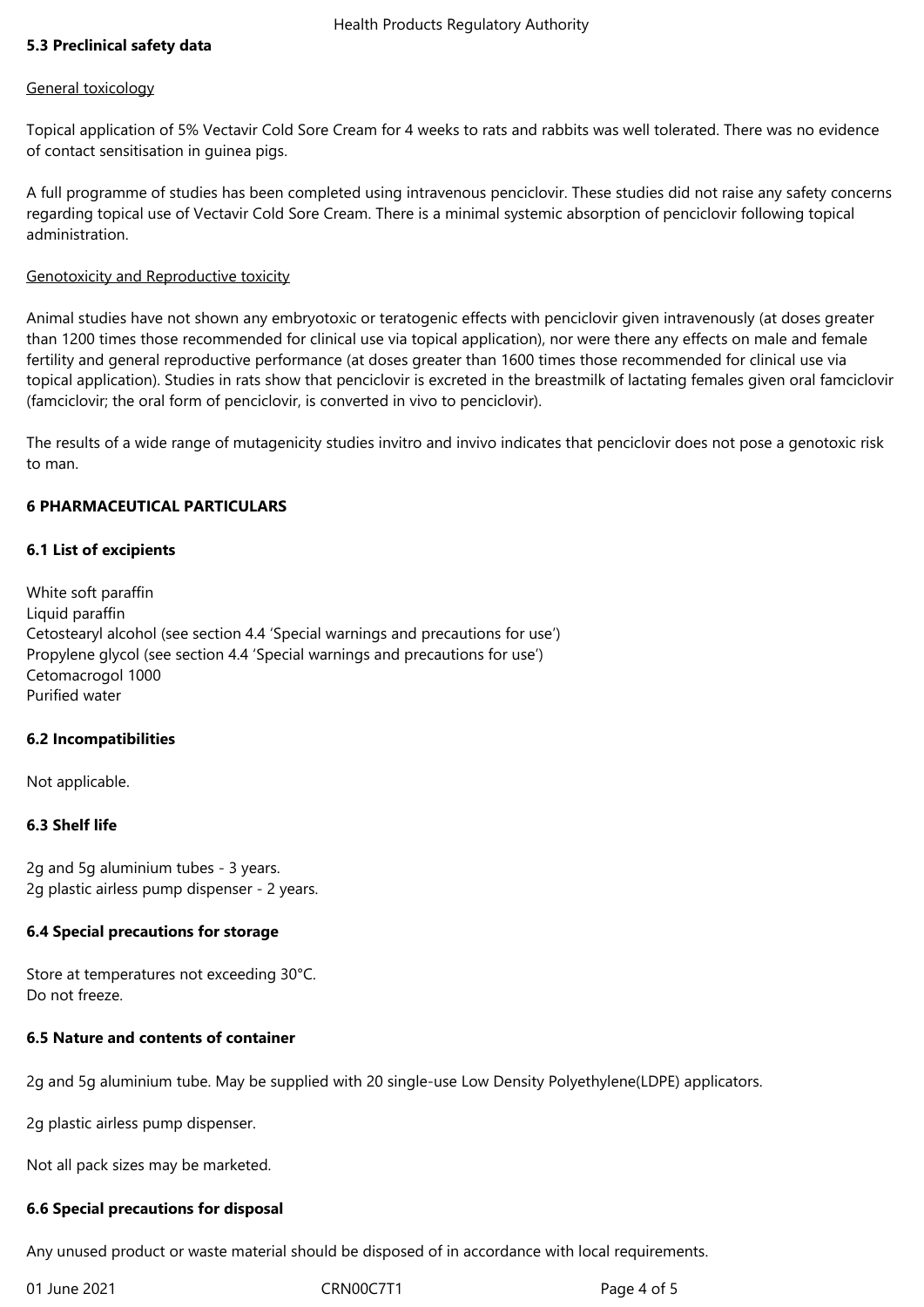### 5.3 Preclinical safety data

General toxicology

Topical application of 5% Vectavir Cold Sore Cream for 4 weeks to rats and rabbits was well tolerated. There was no evidence of contact sensitisation in guinea pigs.

A full programme of studies has been completed using intravenous penciclovir. These studies did not raise any safety concerns regarding topical use of Vectavir Cold Sore Cream. There is a minimal systemic absorption of penciclovir following topical administration.

Genotoxicity and Reproductive toxicity

Animal studies have not shown any embryotoxic or teratogenic effects with penciclovir given intravenously (at doses greater than 1200 times those recommended for clinical use via topical application), nor were there any effects on male and female fertility and general reproductive performance (at doses greater than 1600 times those recommended for clinical use via topical application). Studies in rats show that penciclovir is excreted in the breastmilk of lactating females given oral famciclovir (famciclovir; the oral form of penciclovir, is converted in vivo to penciclovir).

The results of a wide range of mutagenicity studies invitro and invivo indicates that penciclovir does not pose a genotoxic risk to man.

## 6 PHARMACEUTICAL PARTICULARS

### 6.1 List of excipients

White soft paraffin
Liquid paraffin
Cetostearyl alcohol (see section 4.4 'Special warnings and precautions for use')
Propylene glycol (see section 4.4 'Special warnings and precautions for use')
Cetomacrogol 1000
Purified water

### 6.2 Incompatibilities

Not applicable.

### 6.3 Shelf life

2g and 5g aluminium tubes - 3 years.
2g plastic airless pump dispenser - 2 years.

### 6.4 Special precautions for storage

Store at temperatures not exceeding 30°C.
Do not freeze.

### 6.5 Nature and contents of container

2g and 5g aluminium tube. May be supplied with 20 single-use Low Density Polyethylene(LDPE) applicators.

2g plastic airless pump dispenser.

Not all pack sizes may be marketed.

### 6.6 Special precautions for disposal

Any unused product or waste material should be disposed of in accordance with local requirements.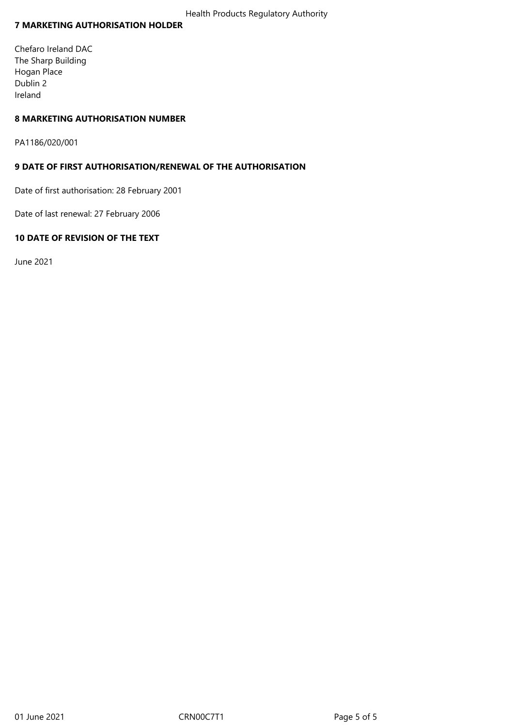## 7 MARKETING AUTHORISATION HOLDER

Chefaro Ireland DAC
The Sharp Building
Hogan Place
Dublin 2
Ireland

## 8 MARKETING AUTHORISATION NUMBER

PA1186/020/001

## 9 DATE OF FIRST AUTHORISATION/RENEWAL OF THE AUTHORISATION

Date of first authorisation: 28 February 2001

Date of last renewal: 27 February 2006

## 10 DATE OF REVISION OF THE TEXT

June 2021